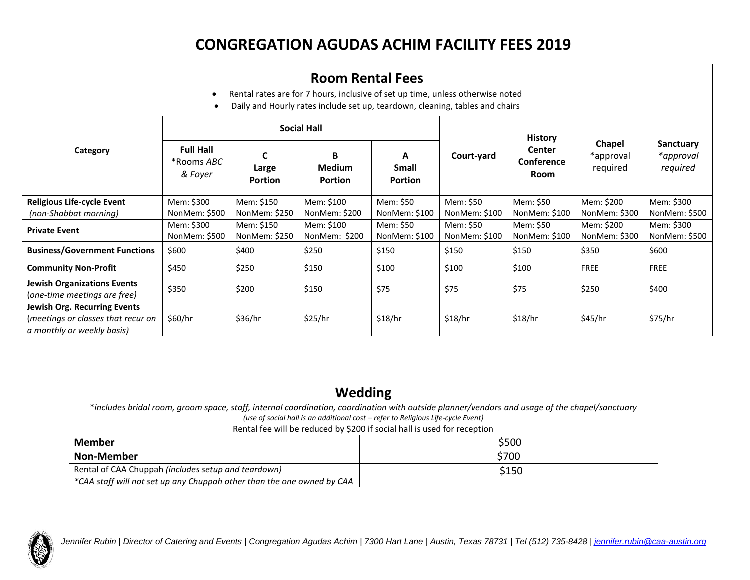# CONGREGATION AGUDAS ACHIM FACILITY FEES 2019

## Room Rental Fees

- Rental rates are for 7 hours, inclusive of set up time, unless otherwise noted
- Daily and Hourly rates include set up, teardown, cleaning, tables and chairs

| Category | Social Hall | | | | Court-yard | History Center Conference Room | Chapel *approval required | Sanctuary *approval required* |
|---|---|---|---|---|---|---|---|---|
| | **Full Hall** *Rooms *ABC & Foyer* | **C Large Portion** | **B Medium Portion** | **A Small Portion** | | | | |
| **Religious Life-cycle Event** *(non-Shabbat morning)* | Mem: $300 NonMem: $500 | Mem: $150 NonMem: $250 | Mem: $100 NonMem: $200 | Mem: $50 NonMem: $100 | Mem: $50 NonMem: $100 | Mem: $50 NonMem: $100 | Mem: $200 NonMem: $300 | Mem: $300 NonMem: $500 |
| **Private Event** | Mem: $300 NonMem: $500 | Mem: $150 NonMem: $250 | Mem: $100 NonMem: $200 | Mem: $50 NonMem: $100 | Mem: $50 NonMem: $100 | Mem: $50 NonMem: $100 | Mem: $200 NonMem: $300 | Mem: $300 NonMem: $500 |
| **Business/Government Functions** | $600 | $400 | $250 | $150 | $150 | $150 | $350 | $600 |
| **Community Non-Profit** | $450 | $250 | $150 | $100 | $100 | $100 | FREE | FREE |
| **Jewish Organizations Events** (*one-time meetings are free)* | $350 | $200 | $150 | $75 | $75 | $75 | $250 | $400 |
| **Jewish Org. Recurring Events** (*meetings or classes that recur on a monthly or weekly basis)* | $60/hr | $36/hr | $25/hr | $18/hr | $18/hr | $18/hr | $45/hr | $75/hr |

## Wedding

**includes bridal room, groom space, staff, internal coordination, coordination with outside planner/vendors and usage of the chapel/sanctuary*

*(use of social hall is an additional cost – refer to Religious Life-cycle Event)*

Rental fee will be reduced by $200 if social hall is used for reception

| | |
|---|---|
| **Member** | $500 |
| **Non-Member** | $700 |
| Rental of CAA Chuppah *(includes setup and teardown)* *\*CAA staff will not set up any Chuppah other than the one owned by CAA* | $150 |

*Jennifer Rubin | Director of Catering and Events | Congregation Agudas Achim | 7300 Hart Lane | Austin, Texas 78731 | Tel (512) 735-8428 | jennifer.rubin@caa-austin.org*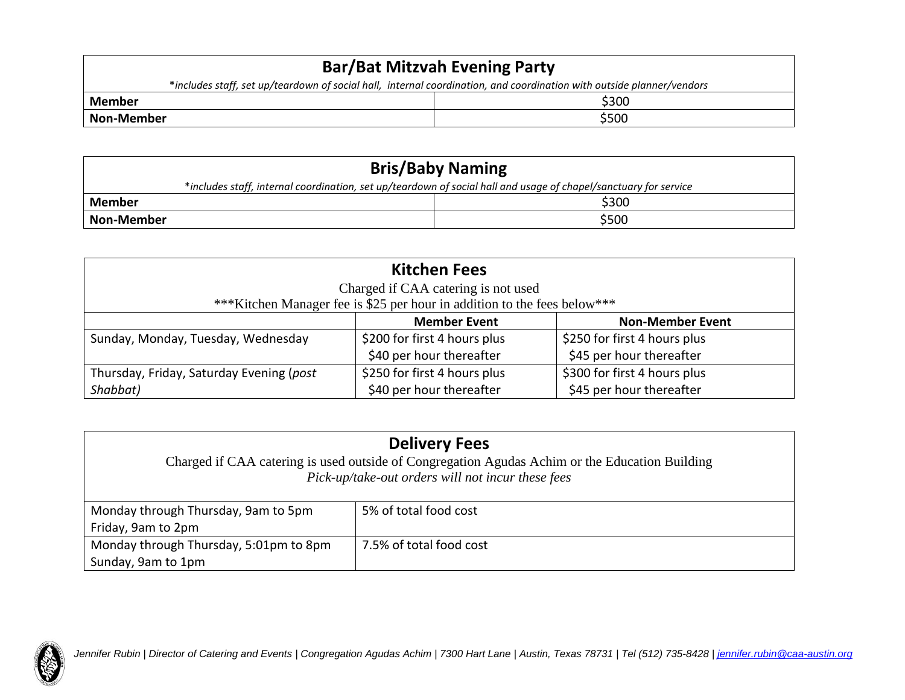## Bar/Bat Mitzvah Evening Party

*\*includes staff, set up/teardown of social hall, internal coordination, and coordination with outside planner/vendors*

| | |
|---|---|
| **Member** | $300 |
| **Non-Member** | $500 |

## Bris/Baby Naming

*\*includes staff, internal coordination, set up/teardown of social hall and usage of chapel/sanctuary for service*

| | |
|---|---|
| **Member** | $300 |
| **Non-Member** | $500 |

## Kitchen Fees

Charged if CAA catering is not used

***Kitchen Manager fee is $25 per hour in addition to the fees below***

| | **Member Event** | **Non-Member Event** |
|---|---|---|
| Sunday, Monday, Tuesday, Wednesday | $200 for first 4 hours plus $40 per hour thereafter | $250 for first 4 hours plus $45 per hour thereafter |
| Thursday, Friday, Saturday Evening (*post Shabbat)* | $250 for first 4 hours plus $40 per hour thereafter | $300 for first 4 hours plus $45 per hour thereafter |

## Delivery Fees

Charged if CAA catering is used outside of Congregation Agudas Achim or the Education Building

*Pick-up/take-out orders will not incur these fees*

| | |
|---|---|
| Monday through Thursday, 9am to 5pm<br>Friday, 9am to 2pm | 5% of total food cost |
| Monday through Thursday, 5:01pm to 8pm<br>Sunday, 9am to 1pm | 7.5% of total food cost |

*Jennifer Rubin | Director of Catering and Events | Congregation Agudas Achim | 7300 Hart Lane | Austin, Texas 78731 | Tel (512) 735-8428 | jennifer.rubin@caa-austin.org*